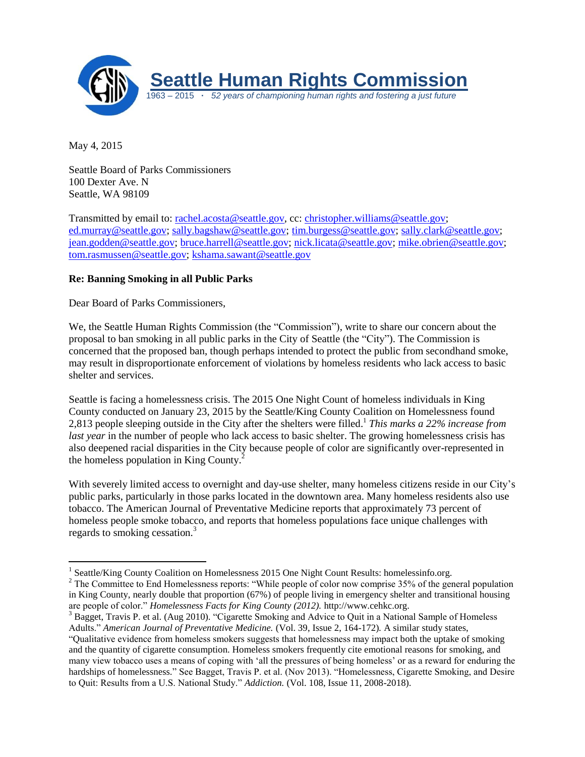# Seattle Human Rights Commission

1963 – 2015 · *52 years of championing human rights and fostering a just future*

May 4, 2015

Seattle Board of Parks Commissioners
100 Dexter Ave. N
Seattle, WA 98109

Transmitted by email to: rachel.acosta@seattle.gov, cc: christopher.williams@seattle.gov; ed.murray@seattle.gov; sally.bagshaw@seattle.gov; tim.burgess@seattle.gov; sally.clark@seattle.gov; jean.godden@seattle.gov; bruce.harrell@seattle.gov; nick.licata@seattle.gov; mike.obrien@seattle.gov; tom.rasmussen@seattle.gov; kshama.sawant@seattle.gov

**Re: Banning Smoking in all Public Parks**

Dear Board of Parks Commissioners,

We, the Seattle Human Rights Commission (the "Commission"), write to share our concern about the proposal to ban smoking in all public parks in the City of Seattle (the "City"). The Commission is concerned that the proposed ban, though perhaps intended to protect the public from secondhand smoke, may result in disproportionate enforcement of violations by homeless residents who lack access to basic shelter and services.

Seattle is facing a homelessness crisis. The 2015 One Night Count of homeless individuals in King County conducted on January 23, 2015 by the Seattle/King County Coalition on Homelessness found 2,813 people sleeping outside in the City after the shelters were filled.[1] *This marks a 22% increase from last year* in the number of people who lack access to basic shelter. The growing homelessness crisis has also deepened racial disparities in the City because people of color are significantly over-represented in the homeless population in King County.[2]

With severely limited access to overnight and day-use shelter, many homeless citizens reside in our City's public parks, particularly in those parks located in the downtown area. Many homeless residents also use tobacco. The American Journal of Preventative Medicine reports that approximately 73 percent of homeless people smoke tobacco, and reports that homeless populations face unique challenges with regards to smoking cessation.[3]

---

[1] Seattle/King County Coalition on Homelessness 2015 One Night Count Results: homelessinfo.org.

[2] The Committee to End Homelessness reports: "While people of color now comprise 35% of the general population in King County, nearly double that proportion (67%) of people living in emergency shelter and transitional housing are people of color." *Homelessness Facts for King County (2012).* http://www.cehkc.org.

[3] Bagget, Travis P. et al. (Aug 2010). "Cigarette Smoking and Advice to Quit in a National Sample of Homeless Adults." *American Journal of Preventative Medicine.* (Vol. 39, Issue 2, 164-172). A similar study states, "Qualitative evidence from homeless smokers suggests that homelessness may impact both the uptake of smoking and the quantity of cigarette consumption. Homeless smokers frequently cite emotional reasons for smoking, and many view tobacco uses a means of coping with 'all the pressures of being homeless' or as a reward for enduring the hardships of homelessness." See Bagget, Travis P. et al. (Nov 2013). "Homelessness, Cigarette Smoking, and Desire to Quit: Results from a U.S. National Study." *Addiction.* (Vol. 108, Issue 11, 2008-2018).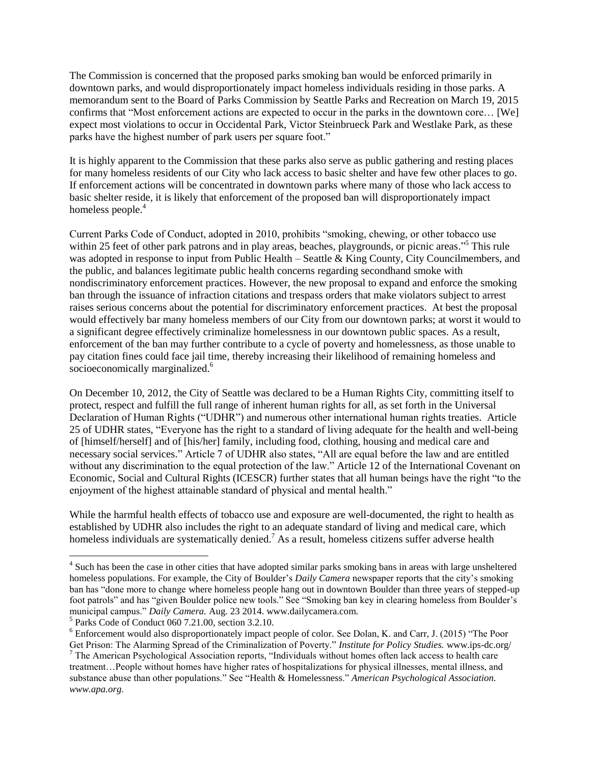The Commission is concerned that the proposed parks smoking ban would be enforced primarily in downtown parks, and would disproportionately impact homeless individuals residing in those parks. A memorandum sent to the Board of Parks Commission by Seattle Parks and Recreation on March 19, 2015 confirms that "Most enforcement actions are expected to occur in the parks in the downtown core… [We] expect most violations to occur in Occidental Park, Victor Steinbrueck Park and Westlake Park, as these parks have the highest number of park users per square foot."

It is highly apparent to the Commission that these parks also serve as public gathering and resting places for many homeless residents of our City who lack access to basic shelter and have few other places to go. If enforcement actions will be concentrated in downtown parks where many of those who lack access to basic shelter reside, it is likely that enforcement of the proposed ban will disproportionately impact homeless people.[4]

Current Parks Code of Conduct, adopted in 2010, prohibits "smoking, chewing, or other tobacco use within 25 feet of other park patrons and in play areas, beaches, playgrounds, or picnic areas."[5] This rule was adopted in response to input from Public Health – Seattle & King County, City Councilmembers, and the public, and balances legitimate public health concerns regarding secondhand smoke with nondiscriminatory enforcement practices. However, the new proposal to expand and enforce the smoking ban through the issuance of infraction citations and trespass orders that make violators subject to arrest raises serious concerns about the potential for discriminatory enforcement practices. At best the proposal would effectively bar many homeless members of our City from our downtown parks; at worst it would to a significant degree effectively criminalize homelessness in our downtown public spaces. As a result, enforcement of the ban may further contribute to a cycle of poverty and homelessness, as those unable to pay citation fines could face jail time, thereby increasing their likelihood of remaining homeless and socioeconomically marginalized.[6]

On December 10, 2012, the City of Seattle was declared to be a Human Rights City, committing itself to protect, respect and fulfill the full range of inherent human rights for all, as set forth in the Universal Declaration of Human Rights ("UDHR") and numerous other international human rights treaties. Article 25 of UDHR states, "Everyone has the right to a standard of living adequate for the health and well-being of [himself/herself] and of [his/her] family, including food, clothing, housing and medical care and necessary social services." Article 7 of UDHR also states, "All are equal before the law and are entitled without any discrimination to the equal protection of the law." Article 12 of the International Covenant on Economic, Social and Cultural Rights (ICESCR) further states that all human beings have the right "to the enjoyment of the highest attainable standard of physical and mental health."

While the harmful health effects of tobacco use and exposure are well-documented, the right to health as established by UDHR also includes the right to an adequate standard of living and medical care, which homeless individuals are systematically denied.[7] As a result, homeless citizens suffer adverse health

---

[4] Such has been the case in other cities that have adopted similar parks smoking bans in areas with large unsheltered homeless populations. For example, the City of Boulder's *Daily Camera* newspaper reports that the city's smoking ban has "done more to change where homeless people hang out in downtown Boulder than three years of stepped-up foot patrols" and has "given Boulder police new tools." See "Smoking ban key in clearing homeless from Boulder's municipal campus." *Daily Camera.* Aug. 23 2014. www.dailycamera.com.

[5] Parks Code of Conduct 060 7.21.00, section 3.2.10.

[6] Enforcement would also disproportionately impact people of color. See Dolan, K. and Carr, J. (2015) "The Poor Get Prison: The Alarming Spread of the Criminalization of Poverty." *Institute for Policy Studies.* www.ips-dc.org/

[7] The American Psychological Association reports, "Individuals without homes often lack access to health care treatment…People without homes have higher rates of hospitalizations for physical illnesses, mental illness, and substance abuse than other populations." See "Health & Homelessness." *American Psychological Association. www.apa.org.*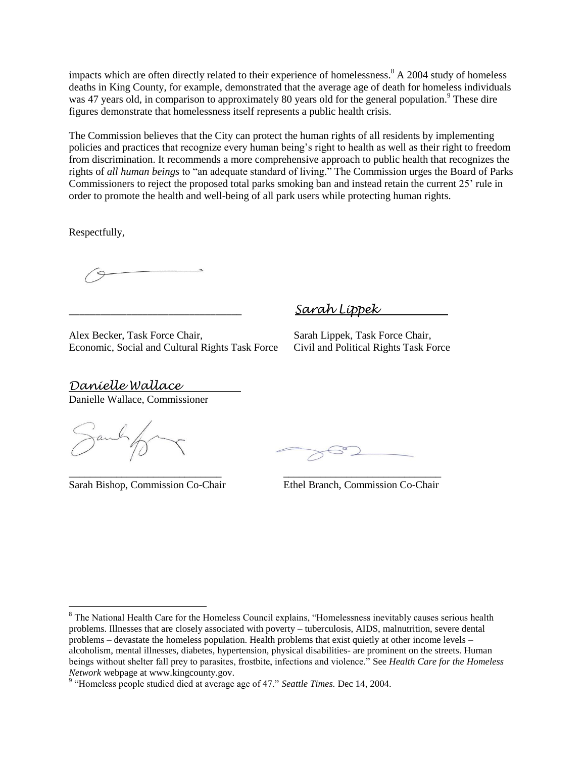impacts which are often directly related to their experience of homelessness.[8] A 2004 study of homeless deaths in King County, for example, demonstrated that the average age of death for homeless individuals was 47 years old, in comparison to approximately 80 years old for the general population.[9] These dire figures demonstrate that homelessness itself represents a public health crisis.

The Commission believes that the City can protect the human rights of all residents by implementing policies and practices that recognize every human being's right to health as well as their right to freedom from discrimination. It recommends a more comprehensive approach to public health that recognizes the rights of *all human beings* to "an adequate standard of living." The Commission urges the Board of Parks Commissioners to reject the proposed total parks smoking ban and instead retain the current 25' rule in order to promote the health and well-being of all park users while protecting human rights.

Respectfully,

_Sarah Lippek_

Alex Becker, Task Force Chair,
Economic, Social and Cultural Rights Task Force

Sarah Lippek, Task Force Chair,
Civil and Political Rights Task Force

_Danielle Wallace_

Danielle Wallace, Commissioner

Sarah Bishop, Commission Co-Chair

Ethel Branch, Commission Co-Chair

---

[8] The National Health Care for the Homeless Council explains, "Homelessness inevitably causes serious health problems. Illnesses that are closely associated with poverty – tuberculosis, AIDS, malnutrition, severe dental problems – devastate the homeless population. Health problems that exist quietly at other income levels – alcoholism, mental illnesses, diabetes, hypertension, physical disabilities- are prominent on the streets. Human beings without shelter fall prey to parasites, frostbite, infections and violence." See *Health Care for the Homeless Network* webpage at www.kingcounty.gov.

[9] "Homeless people studied died at average age of 47." *Seattle Times.* Dec 14, 2004.